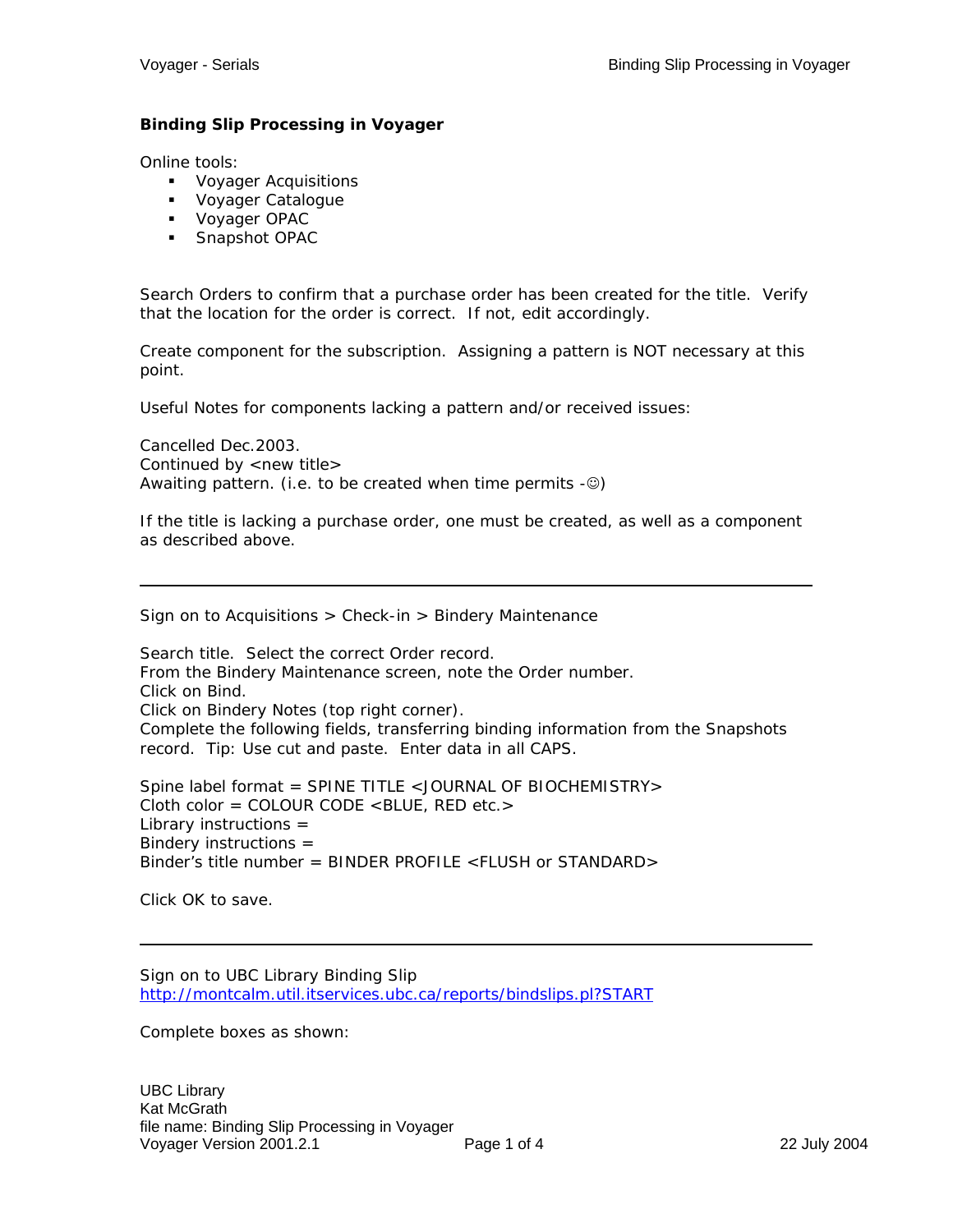## Binding Slip Processing in Voyager

Online tools:

- Voyager Acquisitions
- Voyager Catalogue
- Voyager OPAC
- Snapshot OPAC

Search Orders to confirm that a purchase order has been created for the title. Verify that the location for the order is correct. If not, edit accordingly.

Create component for the subscription. Assigning a pattern is NOT necessary at this point.

Useful Notes for components lacking a pattern and/or received issues:

Cancelled Dec.2003.
Continued by <new title>
Awaiting pattern. (i.e. to be created when time permits -☺)

If the title is lacking a purchase order, one must be created, as well as a component as described above.

---

Sign on to Acquisitions > Check-in > Bindery Maintenance

Search title. Select the correct Order record.
From the Bindery Maintenance screen, note the Order number.
Click on Bind.
Click on Bindery Notes (top right corner).
Complete the following fields, transferring binding information from the Snapshots record. Tip: Use cut and paste. Enter data in all CAPS.

Spine label format = SPINE TITLE <JOURNAL OF BIOCHEMISTRY>
Cloth color = COLOUR CODE <BLUE, RED etc.>
Library instructions =
Bindery instructions =
Binder's title number = BINDER PROFILE <FLUSH or STANDARD>

Click OK to save.

---

Sign on to UBC Library Binding Slip
http://montcalm.util.itservices.ubc.ca/reports/bindslips.pl?START

Complete boxes as shown:

UBC Library
Kat McGrath
file name: Binding Slip Processing in Voyager
Voyager Version 2001.2.1 — 22 July 2004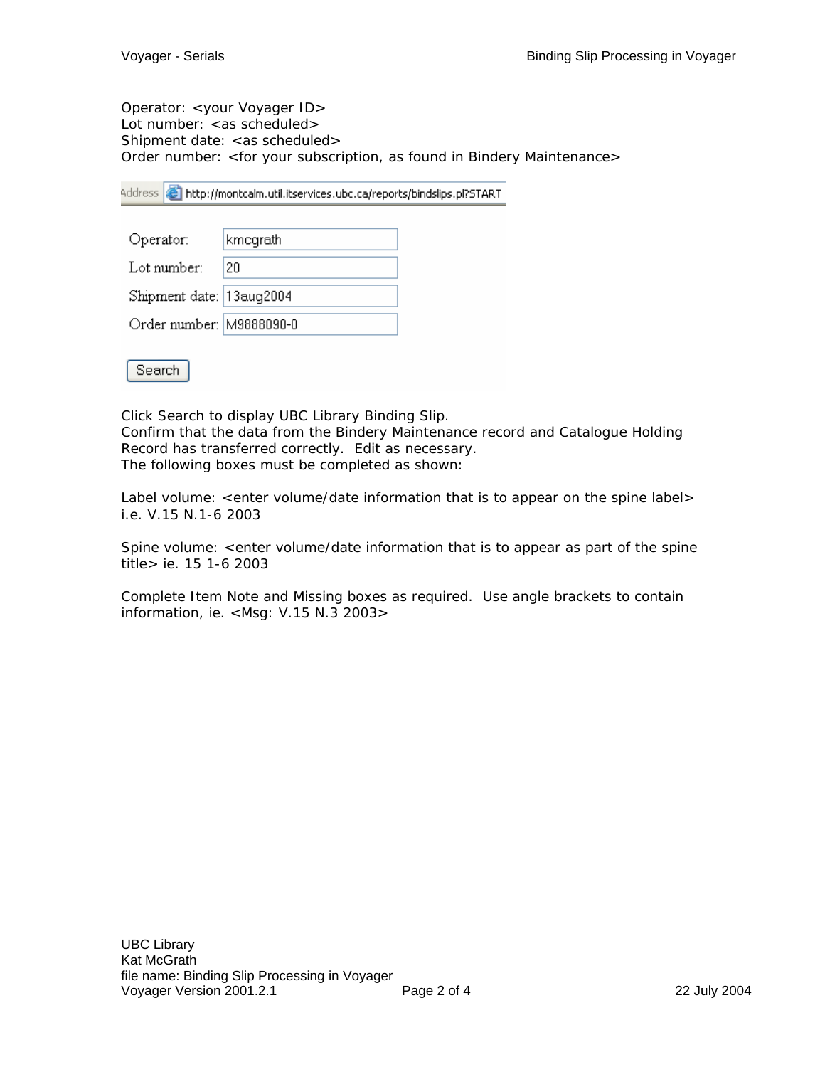Operator: <your Voyager ID>
Lot number: <as scheduled>
Shipment date: <as scheduled>
Order number: <for your subscription, as found in Bindery Maintenance>

Address http://montcalm.util.itservices.ubc.ca/reports/bindslips.pl?START

| | |
|---|---|
| Operator: | kmcgrath |
| Lot number: | 20 |
| Shipment date: | 13aug2004 |
| Order number: | M9888090-0 |

Search

Click Search to display UBC Library Binding Slip.
Confirm that the data from the Bindery Maintenance record and Catalogue Holding Record has transferred correctly. Edit as necessary.
The following boxes must be completed as shown:

Label volume: <enter volume/date information that is to appear on the spine label> i.e. V.15 N.1-6 2003

Spine volume: <enter volume/date information that is to appear as part of the spine title> ie. 15 1-6 2003

Complete Item Note and Missing boxes as required. Use angle brackets to contain information, ie. <Msg: V.15 N.3 2003>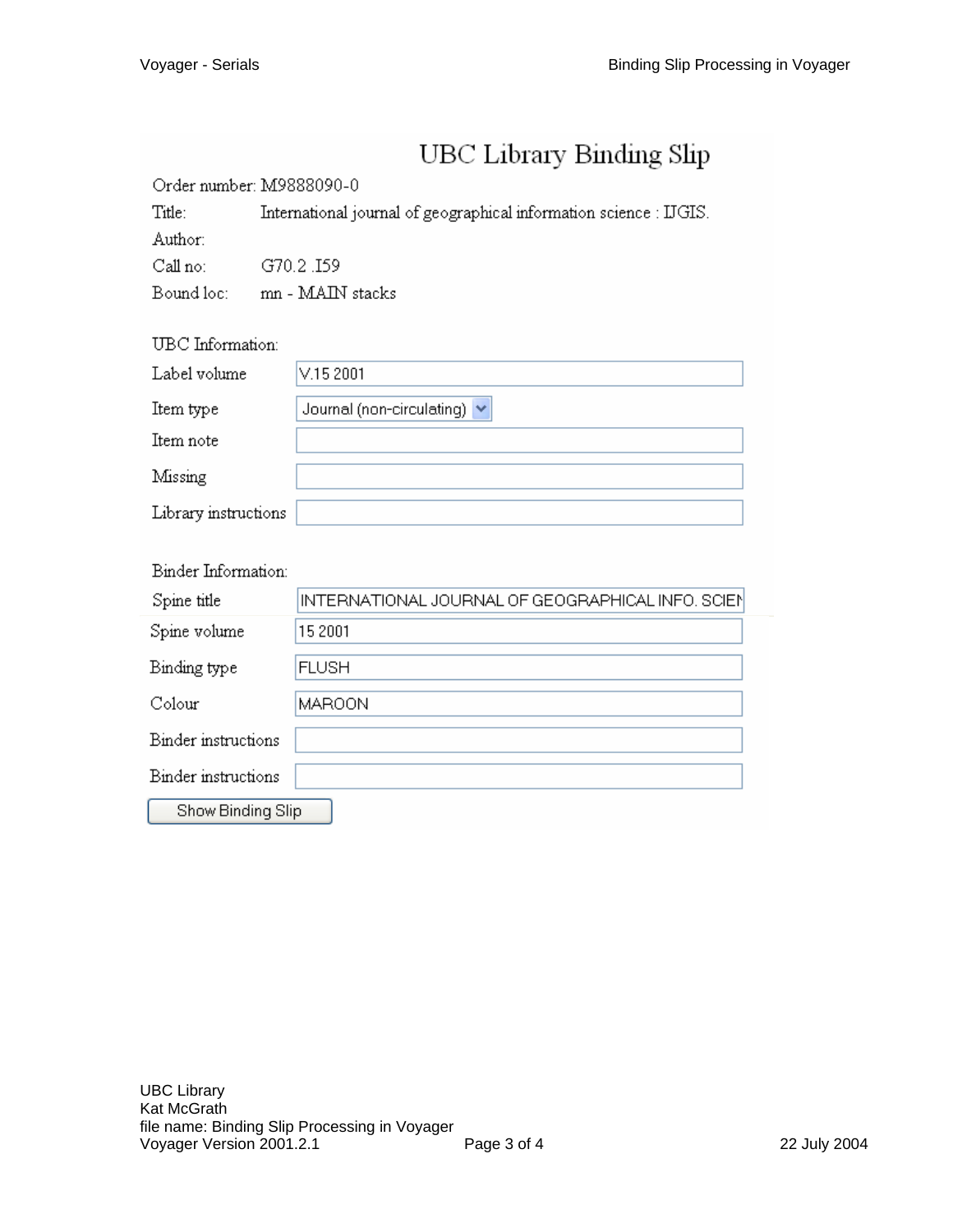# UBC Library Binding Slip

Order number: M9888090-0

| | |
|---|---|
| Title: | International journal of geographical information science : IJGIS. |
| Author: | |
| Call no: | G70.2 .I59 |
| Bound loc: | mn - MAIN stacks |

UBC Information:

| | |
|---|---|
| Label volume | V.15 2001 |
| Item type | Journal (non-circulating) |
| Item note | |
| Missing | |
| Library instructions | |

Binder Information:

| | |
|---|---|
| Spine title | INTERNATIONAL JOURNAL OF GEOGRAPHICAL INFO. SCIEN |
| Spine volume | 15 2001 |
| Binding type | FLUSH |
| Colour | MAROON |
| Binder instructions | |
| Binder instructions | |

Show Binding Slip

UBC Library
Kat McGrath
file name: Binding Slip Processing in Voyager
Voyager Version 2001.2.1
22 July 2004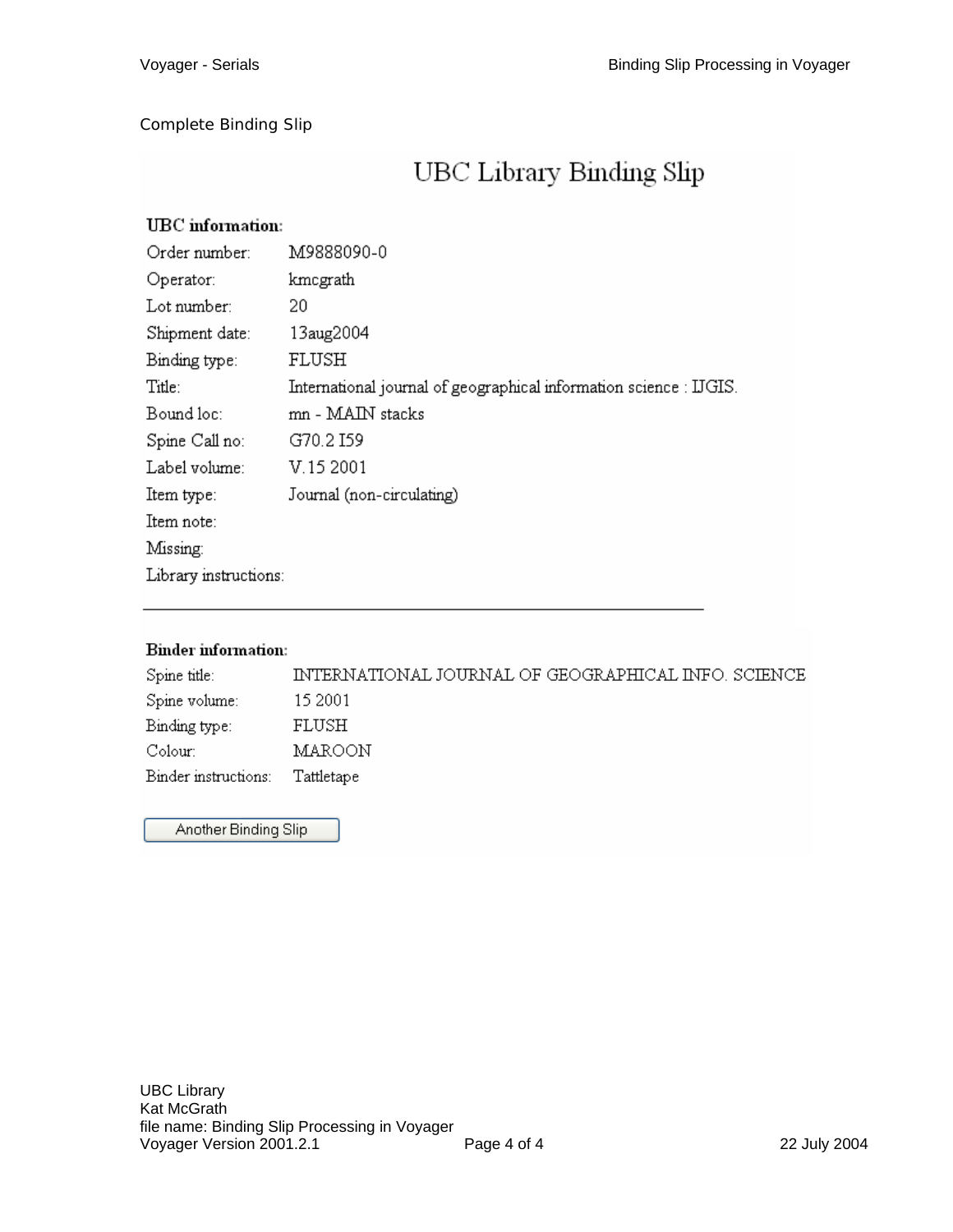Complete Binding Slip

# UBC Library Binding Slip

**UBC information:**

| | |
|---|---|
| Order number: | M9888090-0 |
| Operator: | kmcgrath |
| Lot number: | 20 |
| Shipment date: | 13aug2004 |
| Binding type: | FLUSH |
| Title: | International journal of geographical information science : IJGIS. |
| Bound loc: | mn - MAIN stacks |
| Spine Call no: | G70.2 I59 |
| Label volume: | V.15 2001 |
| Item type: | Journal (non-circulating) |
| Item note: | |
| Missing: | |
| Library instructions: | |

---

**Binder information:**

| | |
|---|---|
| Spine title: | INTERNATIONAL JOURNAL OF GEOGRAPHICAL INFO. SCIENCE |
| Spine volume: | 15 2001 |
| Binding type: | FLUSH |
| Colour: | MAROON |
| Binder instructions: | Tattletape |

Another Binding Slip

UBC Library
Kat McGrath
file name: Binding Slip Processing in Voyager
Voyager Version 2001.2.1 22 July 2004